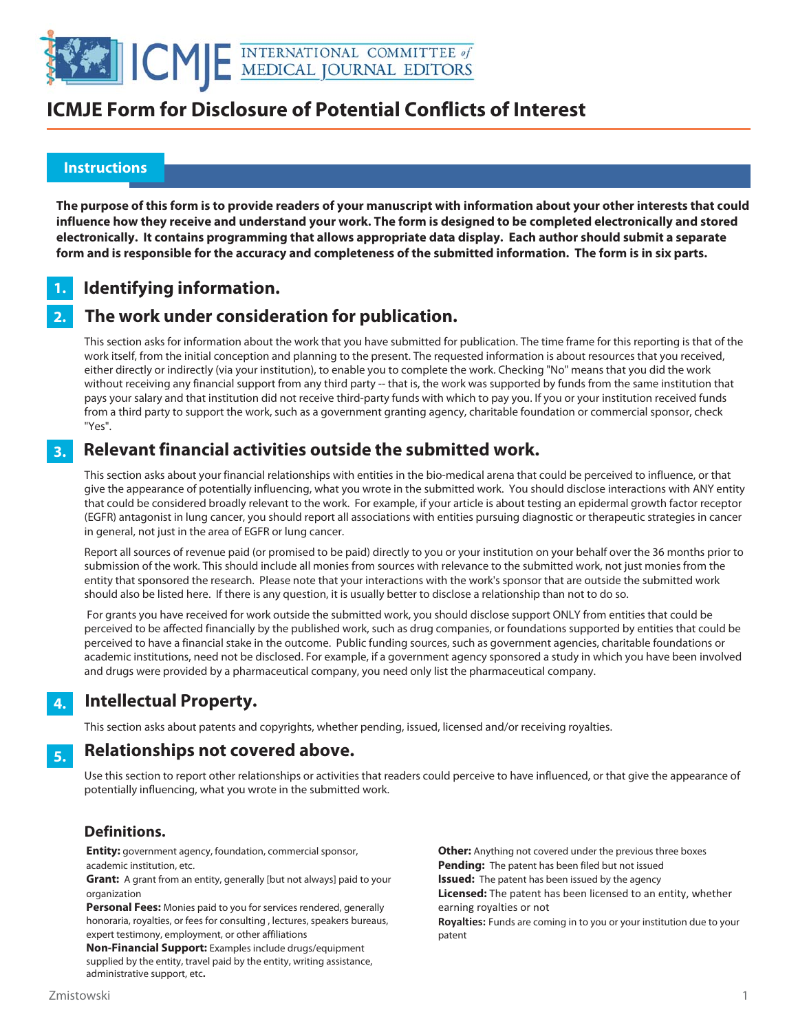# ICMJE Form for Disclosure of Potential Conflicts of Interest

## Instructions

**The purpose of this form is to provide readers of your manuscript with information about your other interests that could influence how they receive and understand your work. The form is designed to be completed electronically and stored electronically. It contains programming that allows appropriate data display. Each author should submit a separate form and is responsible for the accuracy and completeness of the submitted information. The form is in six parts.**

### 1. Identifying information.

### 2. The work under consideration for publication.

This section asks for information about the work that you have submitted for publication. The time frame for this reporting is that of the work itself, from the initial conception and planning to the present. The requested information is about resources that you received, either directly or indirectly (via your institution), to enable you to complete the work. Checking "No" means that you did the work without receiving any financial support from any third party -- that is, the work was supported by funds from the same institution that pays your salary and that institution did not receive third-party funds with which to pay you. If you or your institution received funds from a third party to support the work, such as a government granting agency, charitable foundation or commercial sponsor, check "Yes".

### 3. Relevant financial activities outside the submitted work.

This section asks about your financial relationships with entities in the bio-medical arena that could be perceived to influence, or that give the appearance of potentially influencing, what you wrote in the submitted work. You should disclose interactions with ANY entity that could be considered broadly relevant to the work. For example, if your article is about testing an epidermal growth factor receptor (EGFR) antagonist in lung cancer, you should report all associations with entities pursuing diagnostic or therapeutic strategies in cancer in general, not just in the area of EGFR or lung cancer.

Report all sources of revenue paid (or promised to be paid) directly to you or your institution on your behalf over the 36 months prior to submission of the work. This should include all monies from sources with relevance to the submitted work, not just monies from the entity that sponsored the research. Please note that your interactions with the work's sponsor that are outside the submitted work should also be listed here. If there is any question, it is usually better to disclose a relationship than not to do so.

For grants you have received for work outside the submitted work, you should disclose support ONLY from entities that could be perceived to be affected financially by the published work, such as drug companies, or foundations supported by entities that could be perceived to have a financial stake in the outcome. Public funding sources, such as government agencies, charitable foundations or academic institutions, need not be disclosed. For example, if a government agency sponsored a study in which you have been involved and drugs were provided by a pharmaceutical company, you need only list the pharmaceutical company.

### 4. Intellectual Property.

This section asks about patents and copyrights, whether pending, issued, licensed and/or receiving royalties.

### 5. Relationships not covered above.

Use this section to report other relationships or activities that readers could perceive to have influenced, or that give the appearance of potentially influencing, what you wrote in the submitted work.

### Definitions.

**Entity:** government agency, foundation, commercial sponsor, academic institution, etc.

**Grant:** A grant from an entity, generally [but not always] paid to your organization

**Personal Fees:** Monies paid to you for services rendered, generally honoraria, royalties, or fees for consulting , lectures, speakers bureaus, expert testimony, employment, or other affiliations

**Non-Financial Support:** Examples include drugs/equipment supplied by the entity, travel paid by the entity, writing assistance, administrative support, etc**.**

**Other:** Anything not covered under the previous three boxes

**Pending:** The patent has been filed but not issued

**Issued:** The patent has been issued by the agency

**Licensed:** The patent has been licensed to an entity, whether earning royalties or not

**Royalties:** Funds are coming in to you or your institution due to your patent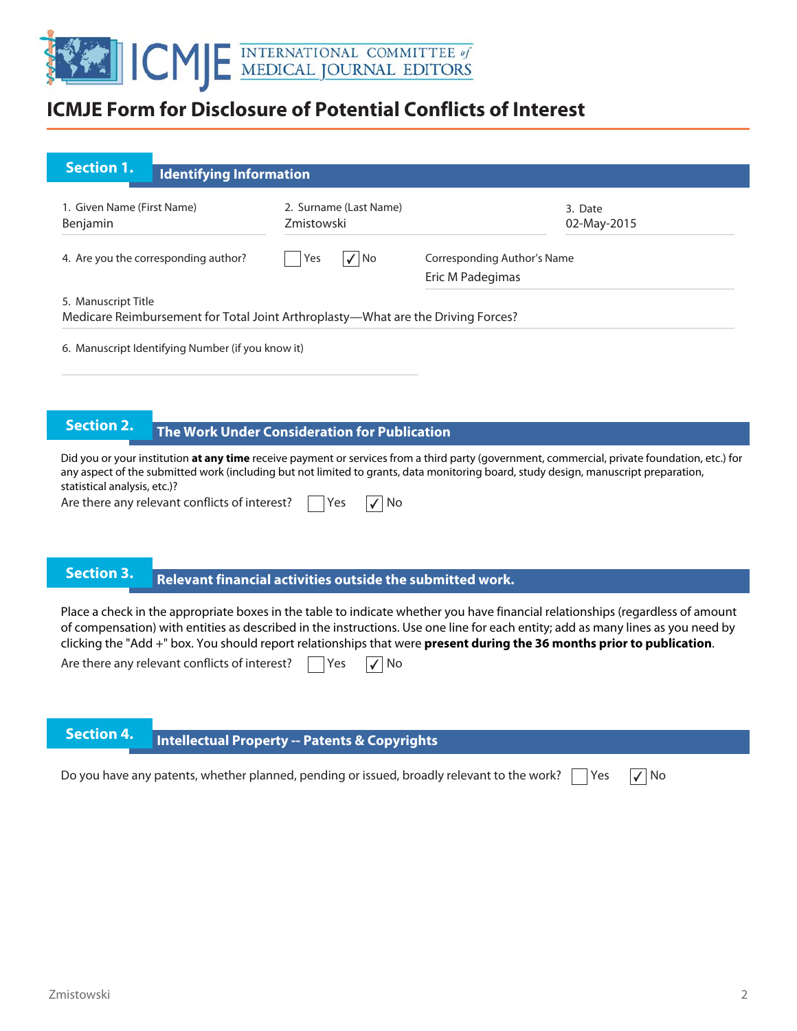# ICMJE Form for Disclosure of Potential Conflicts of Interest

## Section 1. Identifying Information

1. Given Name (First Name)
Benjamin

2. Surname (Last Name)
Zmistowski

3. Date
02-May-2015

4. Are you the corresponding author? ☐ Yes ☑ No

Corresponding Author's Name
Eric M Padegimas

5. Manuscript Title
Medicare Reimbursement for Total Joint Arthroplasty—What are the Driving Forces?

6. Manuscript Identifying Number (if you know it)

## Section 2. The Work Under Consideration for Publication

Did you or your institution **at any time** receive payment or services from a third party (government, commercial, private foundation, etc.) for any aspect of the submitted work (including but not limited to grants, data monitoring board, study design, manuscript preparation, statistical analysis, etc.)?

Are there any relevant conflicts of interest? ☐ Yes ☑ No

## Section 3. Relevant financial activities outside the submitted work.

Place a check in the appropriate boxes in the table to indicate whether you have financial relationships (regardless of amount of compensation) with entities as described in the instructions. Use one line for each entity; add as many lines as you need by clicking the "Add +" box. You should report relationships that were **present during the 36 months prior to publication**.

Are there any relevant conflicts of interest? ☐ Yes ☑ No

## Section 4. Intellectual Property -- Patents & Copyrights

Do you have any patents, whether planned, pending or issued, broadly relevant to the work? ☐ Yes ☑ No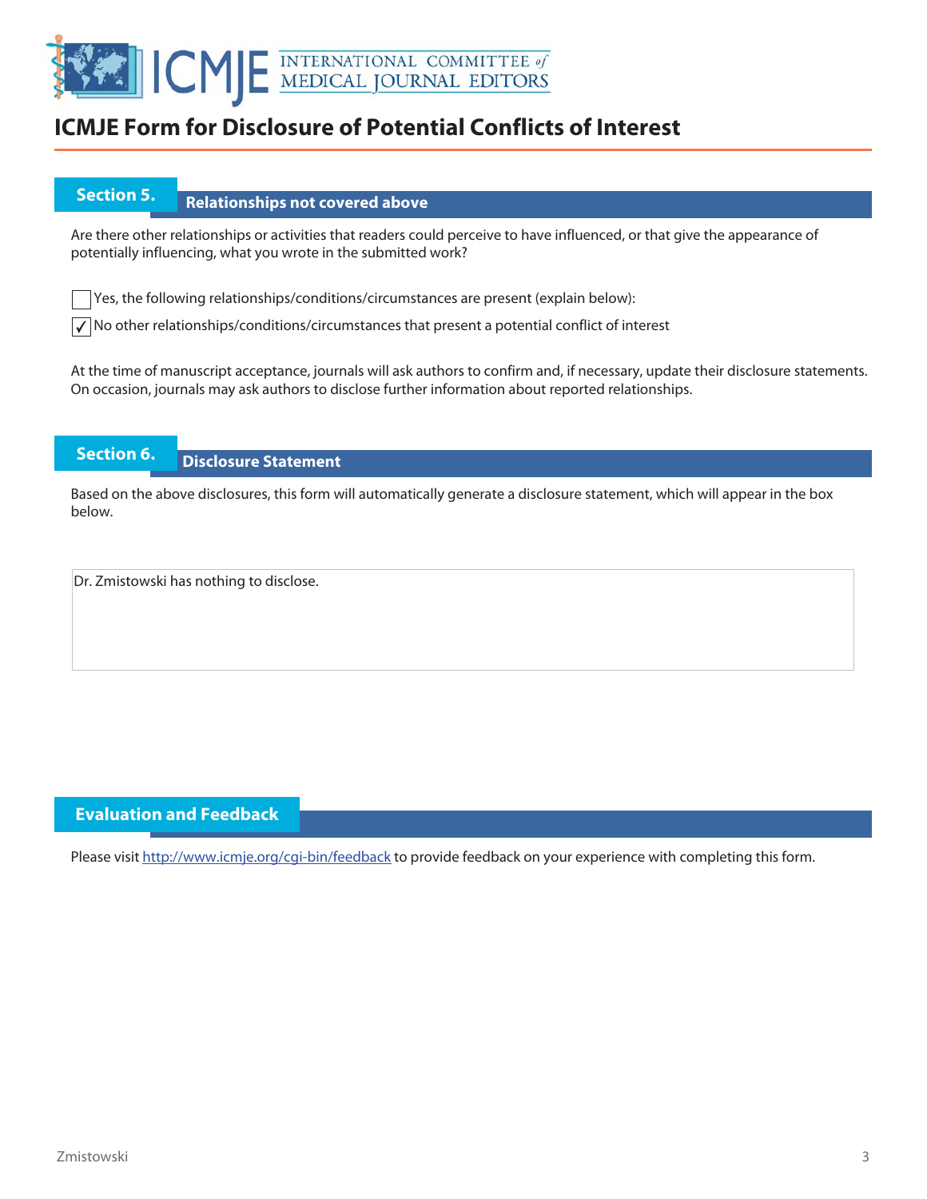# ICMJE Form for Disclosure of Potential Conflicts of Interest

## Section 5. Relationships not covered above

Are there other relationships or activities that readers could perceive to have influenced, or that give the appearance of potentially influencing, what you wrote in the submitted work?

☐ Yes, the following relationships/conditions/circumstances are present (explain below):

☑ No other relationships/conditions/circumstances that present a potential conflict of interest

At the time of manuscript acceptance, journals will ask authors to confirm and, if necessary, update their disclosure statements. On occasion, journals may ask authors to disclose further information about reported relationships.

## Section 6. Disclosure Statement

Based on the above disclosures, this form will automatically generate a disclosure statement, which will appear in the box below.

Dr. Zmistowski has nothing to disclose.

## Evaluation and Feedback

Please visit http://www.icmje.org/cgi-bin/feedback to provide feedback on your experience with completing this form.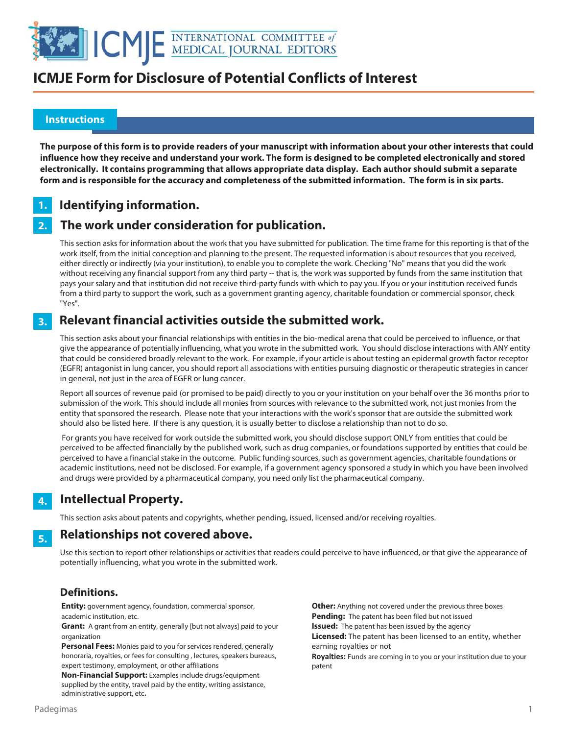# ICMJE Form for Disclosure of Potential Conflicts of Interest

## Instructions

**The purpose of this form is to provide readers of your manuscript with information about your other interests that could influence how they receive and understand your work. The form is designed to be completed electronically and stored electronically. It contains programming that allows appropriate data display. Each author should submit a separate form and is responsible for the accuracy and completeness of the submitted information. The form is in six parts.**

### 1. Identifying information.

### 2. The work under consideration for publication.

This section asks for information about the work that you have submitted for publication. The time frame for this reporting is that of the work itself, from the initial conception and planning to the present. The requested information is about resources that you received, either directly or indirectly (via your institution), to enable you to complete the work. Checking "No" means that you did the work without receiving any financial support from any third party -- that is, the work was supported by funds from the same institution that pays your salary and that institution did not receive third-party funds with which to pay you. If you or your institution received funds from a third party to support the work, such as a government granting agency, charitable foundation or commercial sponsor, check "Yes".

### 3. Relevant financial activities outside the submitted work.

This section asks about your financial relationships with entities in the bio-medical arena that could be perceived to influence, or that give the appearance of potentially influencing, what you wrote in the submitted work. You should disclose interactions with ANY entity that could be considered broadly relevant to the work. For example, if your article is about testing an epidermal growth factor receptor (EGFR) antagonist in lung cancer, you should report all associations with entities pursuing diagnostic or therapeutic strategies in cancer in general, not just in the area of EGFR or lung cancer.

Report all sources of revenue paid (or promised to be paid) directly to you or your institution on your behalf over the 36 months prior to submission of the work. This should include all monies from sources with relevance to the submitted work, not just monies from the entity that sponsored the research. Please note that your interactions with the work's sponsor that are outside the submitted work should also be listed here. If there is any question, it is usually better to disclose a relationship than not to do so.

For grants you have received for work outside the submitted work, you should disclose support ONLY from entities that could be perceived to be affected financially by the published work, such as drug companies, or foundations supported by entities that could be perceived to have a financial stake in the outcome. Public funding sources, such as government agencies, charitable foundations or academic institutions, need not be disclosed. For example, if a government agency sponsored a study in which you have been involved and drugs were provided by a pharmaceutical company, you need only list the pharmaceutical company.

### 4. Intellectual Property.

This section asks about patents and copyrights, whether pending, issued, licensed and/or receiving royalties.

### 5. Relationships not covered above.

Use this section to report other relationships or activities that readers could perceive to have influenced, or that give the appearance of potentially influencing, what you wrote in the submitted work.

### Definitions.

**Entity:** government agency, foundation, commercial sponsor, academic institution, etc.

**Grant:** A grant from an entity, generally [but not always] paid to your organization

**Personal Fees:** Monies paid to you for services rendered, generally honoraria, royalties, or fees for consulting , lectures, speakers bureaus, expert testimony, employment, or other affiliations

**Non-Financial Support:** Examples include drugs/equipment supplied by the entity, travel paid by the entity, writing assistance, administrative support, etc**.**

**Other:** Anything not covered under the previous three boxes

**Pending:** The patent has been filed but not issued

**Issued:** The patent has been issued by the agency

**Licensed:** The patent has been licensed to an entity, whether earning royalties or not

**Royalties:** Funds are coming in to you or your institution due to your patent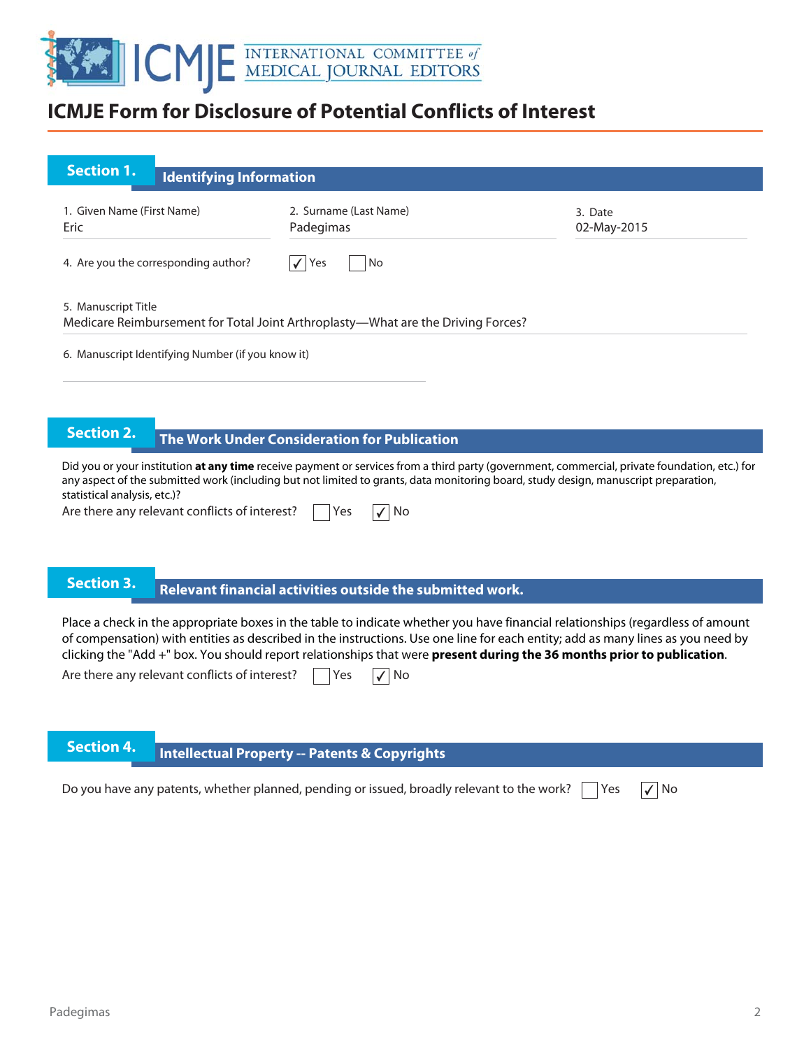# ICMJE Form for Disclosure of Potential Conflicts of Interest

## Section 1. Identifying Information

| 1. Given Name (First Name) | 2. Surname (Last Name) | 3. Date |
|---|---|---|
| Eric | Padegimas | 02-May-2015 |

4. Are you the corresponding author? ☑ Yes ☐ No

5. Manuscript Title
Medicare Reimbursement for Total Joint Arthroplasty—What are the Driving Forces?

6. Manuscript Identifying Number (if you know it)

## Section 2. The Work Under Consideration for Publication

Did you or your institution **at any time** receive payment or services from a third party (government, commercial, private foundation, etc.) for any aspect of the submitted work (including but not limited to grants, data monitoring board, study design, manuscript preparation, statistical analysis, etc.)?

Are there any relevant conflicts of interest? ☐ Yes ☑ No

## Section 3. Relevant financial activities outside the submitted work.

Place a check in the appropriate boxes in the table to indicate whether you have financial relationships (regardless of amount of compensation) with entities as described in the instructions. Use one line for each entity; add as many lines as you need by clicking the "Add +" box. You should report relationships that were **present during the 36 months prior to publication**.

Are there any relevant conflicts of interest? ☐ Yes ☑ No

## Section 4. Intellectual Property -- Patents & Copyrights

Do you have any patents, whether planned, pending or issued, broadly relevant to the work? ☐ Yes ☑ No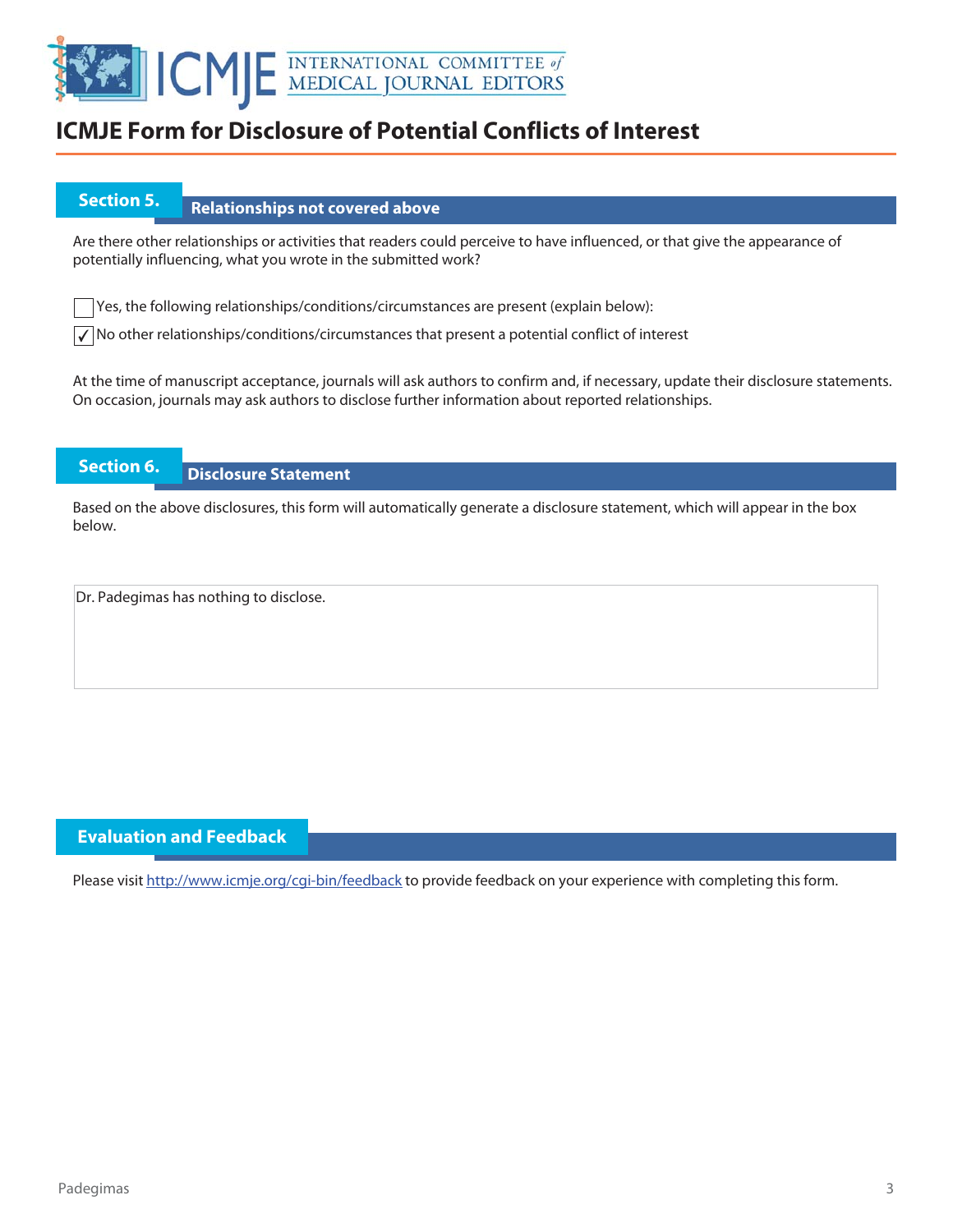# ICMJE Form for Disclosure of Potential Conflicts of Interest

## Section 5. Relationships not covered above

Are there other relationships or activities that readers could perceive to have influenced, or that give the appearance of potentially influencing, what you wrote in the submitted work?

☐ Yes, the following relationships/conditions/circumstances are present (explain below):

☑ No other relationships/conditions/circumstances that present a potential conflict of interest

At the time of manuscript acceptance, journals will ask authors to confirm and, if necessary, update their disclosure statements. On occasion, journals may ask authors to disclose further information about reported relationships.

## Section 6. Disclosure Statement

Based on the above disclosures, this form will automatically generate a disclosure statement, which will appear in the box below.

Dr. Padegimas has nothing to disclose.

## Evaluation and Feedback

Please visit http://www.icmje.org/cgi-bin/feedback to provide feedback on your experience with completing this form.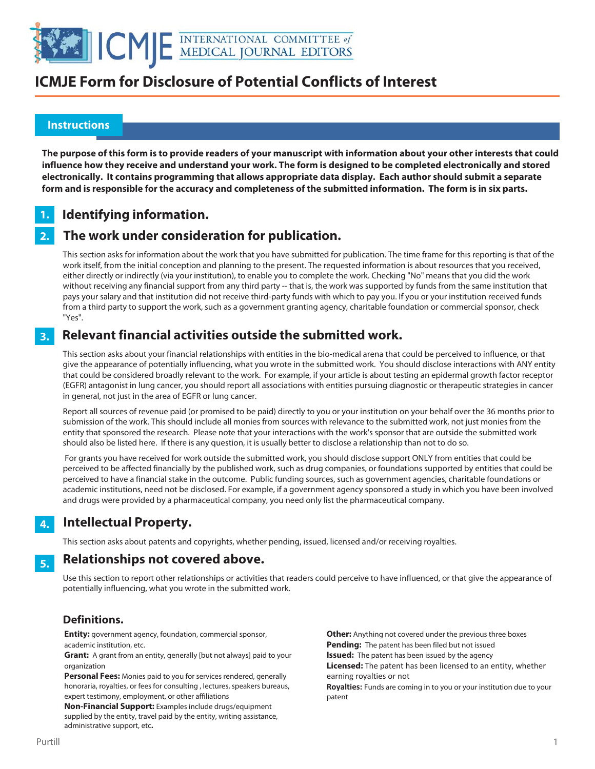# ICMJE Form for Disclosure of Potential Conflicts of Interest

## Instructions

**The purpose of this form is to provide readers of your manuscript with information about your other interests that could influence how they receive and understand your work. The form is designed to be completed electronically and stored electronically. It contains programming that allows appropriate data display. Each author should submit a separate form and is responsible for the accuracy and completeness of the submitted information. The form is in six parts.**

## 1. Identifying information.

## 2. The work under consideration for publication.

This section asks for information about the work that you have submitted for publication. The time frame for this reporting is that of the work itself, from the initial conception and planning to the present. The requested information is about resources that you received, either directly or indirectly (via your institution), to enable you to complete the work. Checking "No" means that you did the work without receiving any financial support from any third party -- that is, the work was supported by funds from the same institution that pays your salary and that institution did not receive third-party funds with which to pay you. If you or your institution received funds from a third party to support the work, such as a government granting agency, charitable foundation or commercial sponsor, check "Yes".

## 3. Relevant financial activities outside the submitted work.

This section asks about your financial relationships with entities in the bio-medical arena that could be perceived to influence, or that give the appearance of potentially influencing, what you wrote in the submitted work. You should disclose interactions with ANY entity that could be considered broadly relevant to the work. For example, if your article is about testing an epidermal growth factor receptor (EGFR) antagonist in lung cancer, you should report all associations with entities pursuing diagnostic or therapeutic strategies in cancer in general, not just in the area of EGFR or lung cancer.

Report all sources of revenue paid (or promised to be paid) directly to you or your institution on your behalf over the 36 months prior to submission of the work. This should include all monies from sources with relevance to the submitted work, not just monies from the entity that sponsored the research. Please note that your interactions with the work's sponsor that are outside the submitted work should also be listed here. If there is any question, it is usually better to disclose a relationship than not to do so.

For grants you have received for work outside the submitted work, you should disclose support ONLY from entities that could be perceived to be affected financially by the published work, such as drug companies, or foundations supported by entities that could be perceived to have a financial stake in the outcome. Public funding sources, such as government agencies, charitable foundations or academic institutions, need not be disclosed. For example, if a government agency sponsored a study in which you have been involved and drugs were provided by a pharmaceutical company, you need only list the pharmaceutical company.

## 4. Intellectual Property.

This section asks about patents and copyrights, whether pending, issued, licensed and/or receiving royalties.

## 5. Relationships not covered above.

Use this section to report other relationships or activities that readers could perceive to have influenced, or that give the appearance of potentially influencing, what you wrote in the submitted work.

### Definitions.

**Entity:** government agency, foundation, commercial sponsor, academic institution, etc.

**Grant:** A grant from an entity, generally [but not always] paid to your organization

**Personal Fees:** Monies paid to you for services rendered, generally honoraria, royalties, or fees for consulting , lectures, speakers bureaus, expert testimony, employment, or other affiliations

**Non-Financial Support:** Examples include drugs/equipment supplied by the entity, travel paid by the entity, writing assistance, administrative support, etc**.**

**Other:** Anything not covered under the previous three boxes

**Pending:** The patent has been filed but not issued

**Issued:** The patent has been issued by the agency

**Licensed:** The patent has been licensed to an entity, whether earning royalties or not

**Royalties:** Funds are coming in to you or your institution due to your patent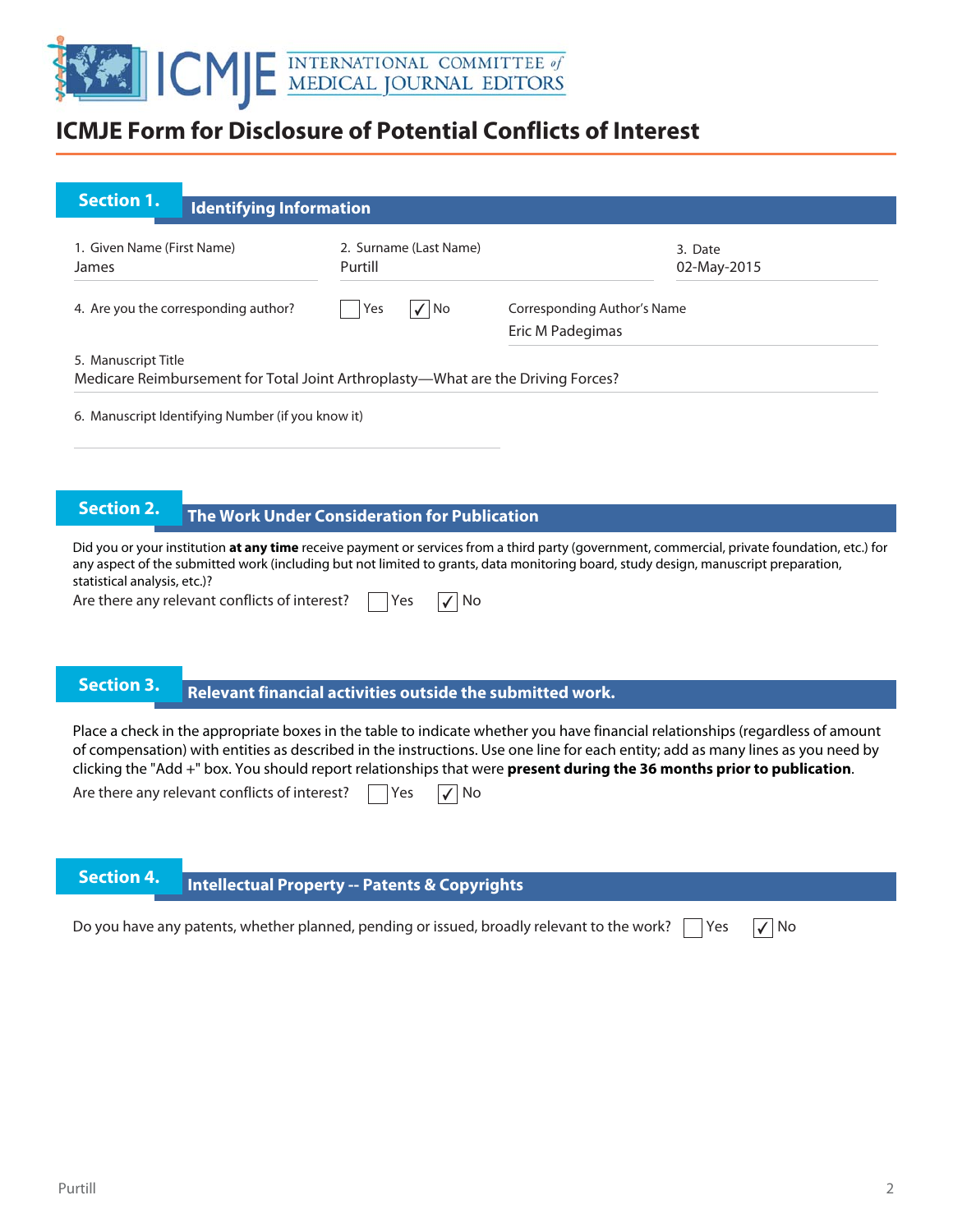# ICMJE Form for Disclosure of Potential Conflicts of Interest

## Section 1. Identifying Information

1. Given Name (First Name)
James

2. Surname (Last Name)
Purtill

3. Date
02-May-2015

4. Are you the corresponding author? ☐ Yes ☑ No

Corresponding Author's Name
Eric M Padegimas

5. Manuscript Title
Medicare Reimbursement for Total Joint Arthroplasty—What are the Driving Forces?

6. Manuscript Identifying Number (if you know it)

## Section 2. The Work Under Consideration for Publication

Did you or your institution **at any time** receive payment or services from a third party (government, commercial, private foundation, etc.) for any aspect of the submitted work (including but not limited to grants, data monitoring board, study design, manuscript preparation, statistical analysis, etc.)?

Are there any relevant conflicts of interest? ☐ Yes ☑ No

## Section 3. Relevant financial activities outside the submitted work.

Place a check in the appropriate boxes in the table to indicate whether you have financial relationships (regardless of amount of compensation) with entities as described in the instructions. Use one line for each entity; add as many lines as you need by clicking the "Add +" box. You should report relationships that were **present during the 36 months prior to publication**.

Are there any relevant conflicts of interest? ☐ Yes ☑ No

## Section 4. Intellectual Property -- Patents & Copyrights

Do you have any patents, whether planned, pending or issued, broadly relevant to the work? ☐ Yes ☑ No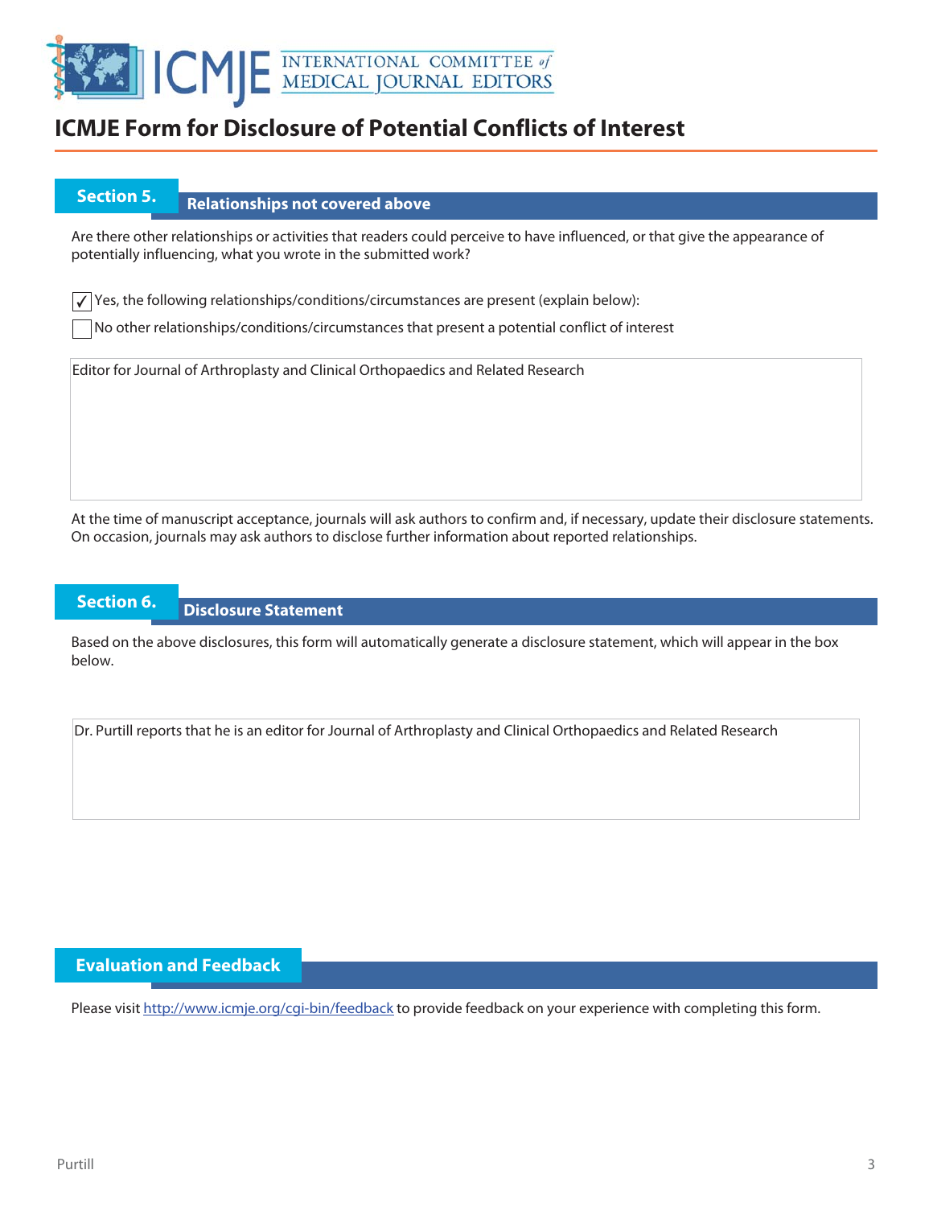# ICMJE Form for Disclosure of Potential Conflicts of Interest

## Section 5. Relationships not covered above

Are there other relationships or activities that readers could perceive to have influenced, or that give the appearance of potentially influencing, what you wrote in the submitted work?

- [x] Yes, the following relationships/conditions/circumstances are present (explain below):
- [ ] No other relationships/conditions/circumstances that present a potential conflict of interest

Editor for Journal of Arthroplasty and Clinical Orthopaedics and Related Research

At the time of manuscript acceptance, journals will ask authors to confirm and, if necessary, update their disclosure statements. On occasion, journals may ask authors to disclose further information about reported relationships.

## Section 6. Disclosure Statement

Based on the above disclosures, this form will automatically generate a disclosure statement, which will appear in the box below.

Dr. Purtill reports that he is an editor for Journal of Arthroplasty and Clinical Orthopaedics and Related Research

## Evaluation and Feedback

Please visit http://www.icmje.org/cgi-bin/feedback to provide feedback on your experience with completing this form.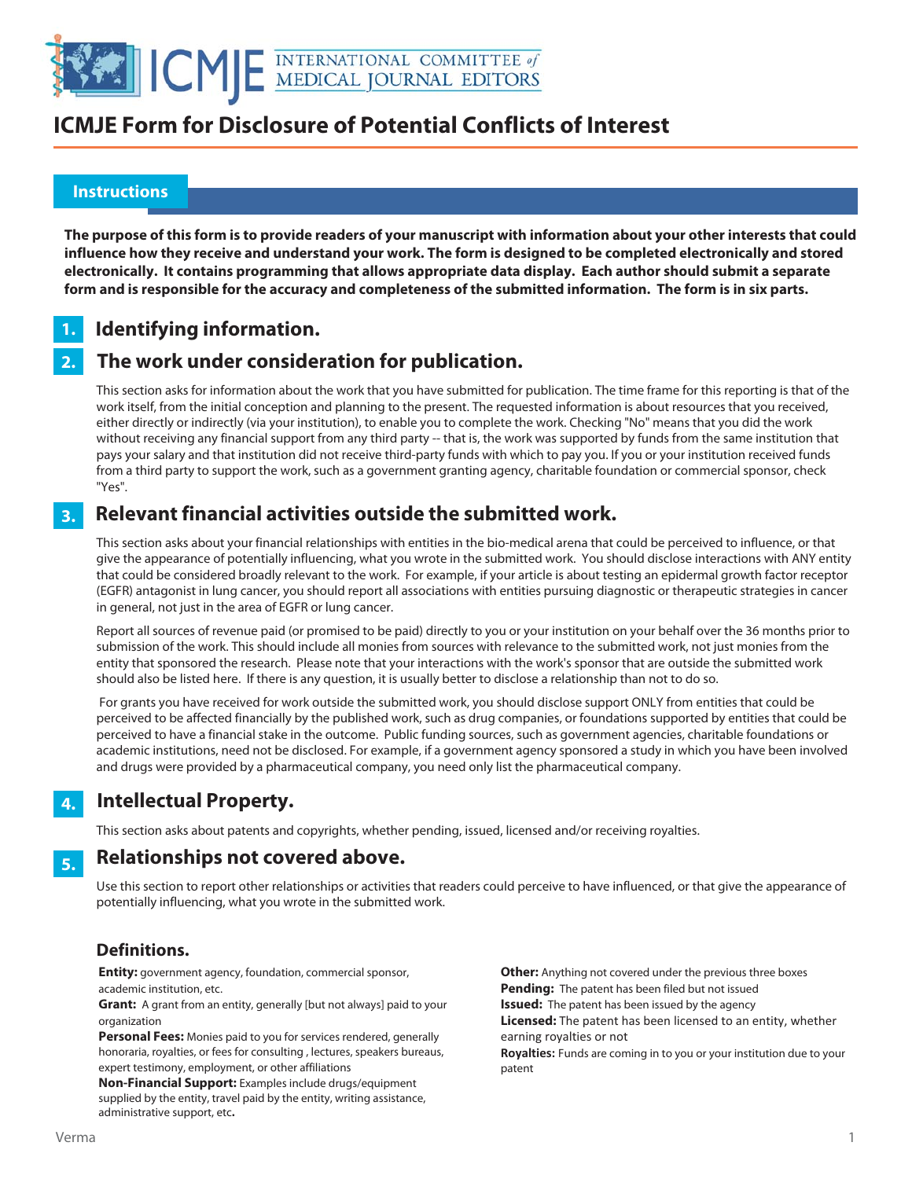# ICMJE Form for Disclosure of Potential Conflicts of Interest

## Instructions

**The purpose of this form is to provide readers of your manuscript with information about your other interests that could influence how they receive and understand your work. The form is designed to be completed electronically and stored electronically. It contains programming that allows appropriate data display. Each author should submit a separate form and is responsible for the accuracy and completeness of the submitted information. The form is in six parts.**

## 1. Identifying information.

## 2. The work under consideration for publication.

This section asks for information about the work that you have submitted for publication. The time frame for this reporting is that of the work itself, from the initial conception and planning to the present. The requested information is about resources that you received, either directly or indirectly (via your institution), to enable you to complete the work. Checking "No" means that you did the work without receiving any financial support from any third party -- that is, the work was supported by funds from the same institution that pays your salary and that institution did not receive third-party funds with which to pay you. If you or your institution received funds from a third party to support the work, such as a government granting agency, charitable foundation or commercial sponsor, check "Yes".

## 3. Relevant financial activities outside the submitted work.

This section asks about your financial relationships with entities in the bio-medical arena that could be perceived to influence, or that give the appearance of potentially influencing, what you wrote in the submitted work. You should disclose interactions with ANY entity that could be considered broadly relevant to the work. For example, if your article is about testing an epidermal growth factor receptor (EGFR) antagonist in lung cancer, you should report all associations with entities pursuing diagnostic or therapeutic strategies in cancer in general, not just in the area of EGFR or lung cancer.

Report all sources of revenue paid (or promised to be paid) directly to you or your institution on your behalf over the 36 months prior to submission of the work. This should include all monies from sources with relevance to the submitted work, not just monies from the entity that sponsored the research. Please note that your interactions with the work's sponsor that are outside the submitted work should also be listed here. If there is any question, it is usually better to disclose a relationship than not to do so.

For grants you have received for work outside the submitted work, you should disclose support ONLY from entities that could be perceived to be affected financially by the published work, such as drug companies, or foundations supported by entities that could be perceived to have a financial stake in the outcome. Public funding sources, such as government agencies, charitable foundations or academic institutions, need not be disclosed. For example, if a government agency sponsored a study in which you have been involved and drugs were provided by a pharmaceutical company, you need only list the pharmaceutical company.

## 4. Intellectual Property.

This section asks about patents and copyrights, whether pending, issued, licensed and/or receiving royalties.

## 5. Relationships not covered above.

Use this section to report other relationships or activities that readers could perceive to have influenced, or that give the appearance of potentially influencing, what you wrote in the submitted work.

### Definitions.

**Entity:** government agency, foundation, commercial sponsor, academic institution, etc.

**Grant:** A grant from an entity, generally [but not always] paid to your organization

**Personal Fees:** Monies paid to you for services rendered, generally honoraria, royalties, or fees for consulting , lectures, speakers bureaus, expert testimony, employment, or other affiliations

**Non-Financial Support:** Examples include drugs/equipment supplied by the entity, travel paid by the entity, writing assistance, administrative support, etc**.**

**Other:** Anything not covered under the previous three boxes

**Pending:** The patent has been filed but not issued

**Issued:** The patent has been issued by the agency

**Licensed:** The patent has been licensed to an entity, whether earning royalties or not

**Royalties:** Funds are coming in to you or your institution due to your patent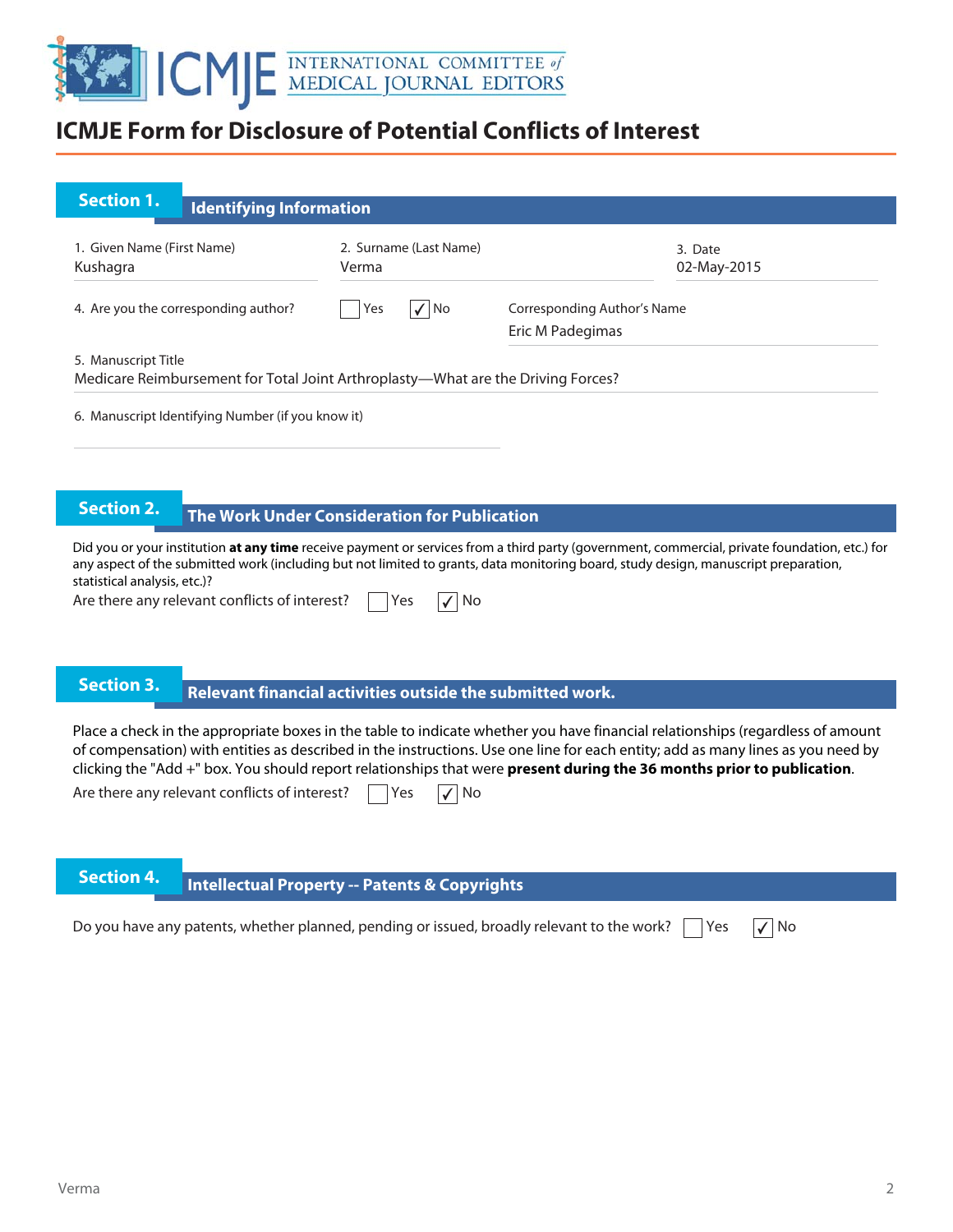# ICMJE Form for Disclosure of Potential Conflicts of Interest

## Section 1. Identifying Information

1. Given Name (First Name)
Kushagra

2. Surname (Last Name)
Verma

3. Date
02-May-2015

4. Are you the corresponding author? ☐ Yes ☑ No

Corresponding Author's Name
Eric M Padegimas

5. Manuscript Title
Medicare Reimbursement for Total Joint Arthroplasty—What are the Driving Forces?

6. Manuscript Identifying Number (if you know it)

## Section 2. The Work Under Consideration for Publication

Did you or your institution **at any time** receive payment or services from a third party (government, commercial, private foundation, etc.) for any aspect of the submitted work (including but not limited to grants, data monitoring board, study design, manuscript preparation, statistical analysis, etc.)?

Are there any relevant conflicts of interest? ☐ Yes ☑ No

## Section 3. Relevant financial activities outside the submitted work.

Place a check in the appropriate boxes in the table to indicate whether you have financial relationships (regardless of amount of compensation) with entities as described in the instructions. Use one line for each entity; add as many lines as you need by clicking the "Add +" box. You should report relationships that were **present during the 36 months prior to publication**.

Are there any relevant conflicts of interest? ☐ Yes ☑ No

## Section 4. Intellectual Property -- Patents & Copyrights

Do you have any patents, whether planned, pending or issued, broadly relevant to the work? ☐ Yes ☑ No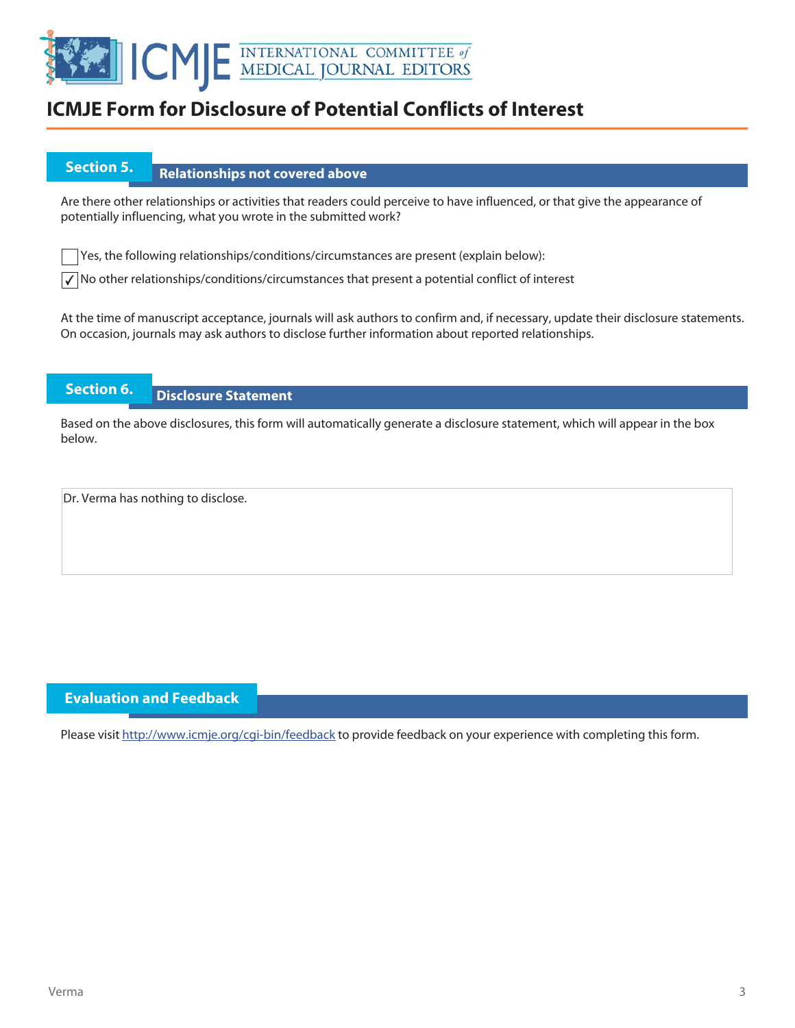# ICMJE Form for Disclosure of Potential Conflicts of Interest

## Section 5. Relationships not covered above

Are there other relationships or activities that readers could perceive to have influenced, or that give the appearance of potentially influencing, what you wrote in the submitted work?

☐ Yes, the following relationships/conditions/circumstances are present (explain below):

☑ No other relationships/conditions/circumstances that present a potential conflict of interest

At the time of manuscript acceptance, journals will ask authors to confirm and, if necessary, update their disclosure statements. On occasion, journals may ask authors to disclose further information about reported relationships.

## Section 6. Disclosure Statement

Based on the above disclosures, this form will automatically generate a disclosure statement, which will appear in the box below.

Dr. Verma has nothing to disclose.

## Evaluation and Feedback

Please visit http://www.icmje.org/cgi-bin/feedback to provide feedback on your experience with completing this form.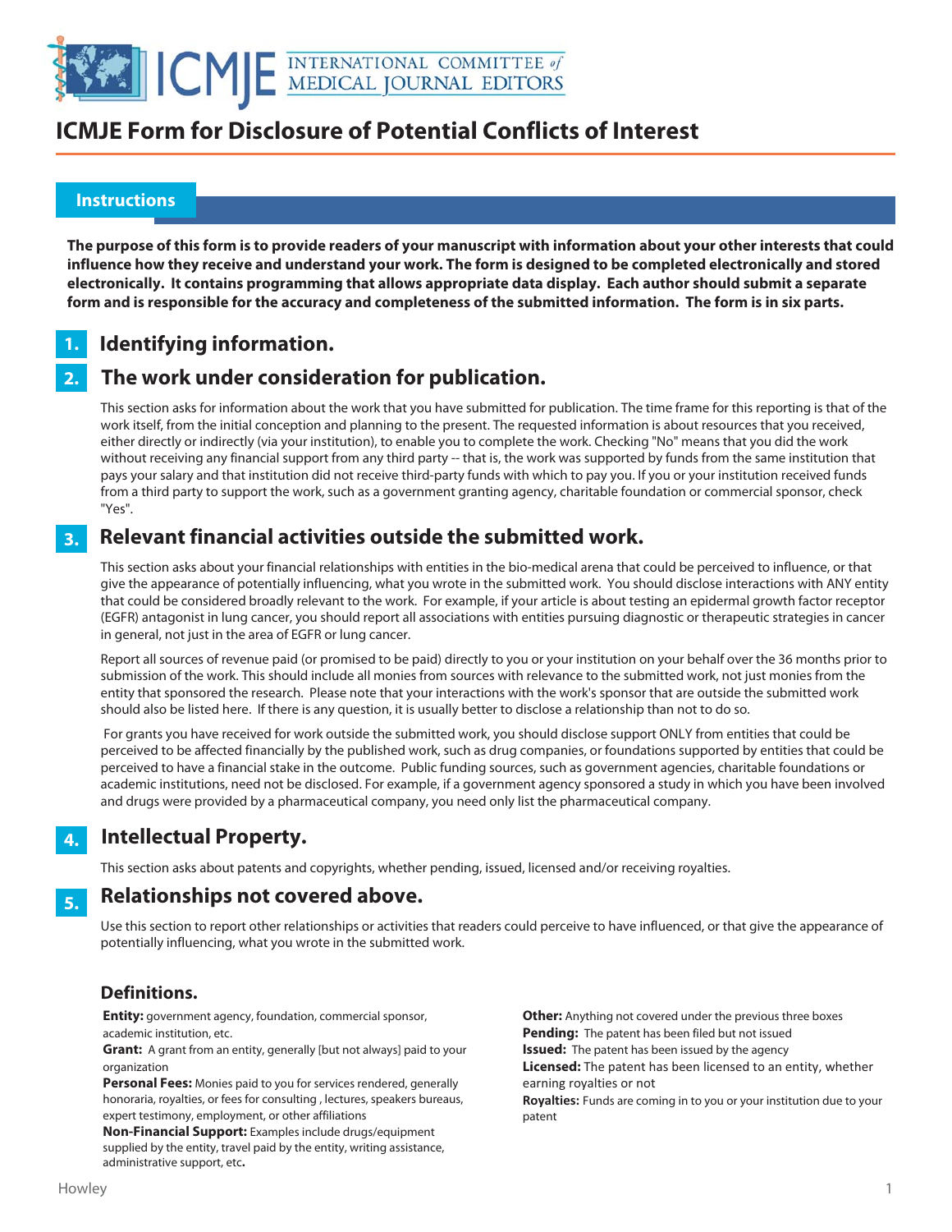# ICMJE Form for Disclosure of Potential Conflicts of Interest

## Instructions

**The purpose of this form is to provide readers of your manuscript with information about your other interests that could influence how they receive and understand your work. The form is designed to be completed electronically and stored electronically. It contains programming that allows appropriate data display. Each author should submit a separate form and is responsible for the accuracy and completeness of the submitted information. The form is in six parts.**

## 1. Identifying information.

## 2. The work under consideration for publication.

This section asks for information about the work that you have submitted for publication. The time frame for this reporting is that of the work itself, from the initial conception and planning to the present. The requested information is about resources that you received, either directly or indirectly (via your institution), to enable you to complete the work. Checking "No" means that you did the work without receiving any financial support from any third party -- that is, the work was supported by funds from the same institution that pays your salary and that institution did not receive third-party funds with which to pay you. If you or your institution received funds from a third party to support the work, such as a government granting agency, charitable foundation or commercial sponsor, check "Yes".

## 3. Relevant financial activities outside the submitted work.

This section asks about your financial relationships with entities in the bio-medical arena that could be perceived to influence, or that give the appearance of potentially influencing, what you wrote in the submitted work. You should disclose interactions with ANY entity that could be considered broadly relevant to the work. For example, if your article is about testing an epidermal growth factor receptor (EGFR) antagonist in lung cancer, you should report all associations with entities pursuing diagnostic or therapeutic strategies in cancer in general, not just in the area of EGFR or lung cancer.

Report all sources of revenue paid (or promised to be paid) directly to you or your institution on your behalf over the 36 months prior to submission of the work. This should include all monies from sources with relevance to the submitted work, not just monies from the entity that sponsored the research. Please note that your interactions with the work's sponsor that are outside the submitted work should also be listed here. If there is any question, it is usually better to disclose a relationship than not to do so.

For grants you have received for work outside the submitted work, you should disclose support ONLY from entities that could be perceived to be affected financially by the published work, such as drug companies, or foundations supported by entities that could be perceived to have a financial stake in the outcome. Public funding sources, such as government agencies, charitable foundations or academic institutions, need not be disclosed. For example, if a government agency sponsored a study in which you have been involved and drugs were provided by a pharmaceutical company, you need only list the pharmaceutical company.

## 4. Intellectual Property.

This section asks about patents and copyrights, whether pending, issued, licensed and/or receiving royalties.

## 5. Relationships not covered above.

Use this section to report other relationships or activities that readers could perceive to have influenced, or that give the appearance of potentially influencing, what you wrote in the submitted work.

### Definitions.

**Entity:** government agency, foundation, commercial sponsor, academic institution, etc.

**Grant:** A grant from an entity, generally [but not always] paid to your organization

**Personal Fees:** Monies paid to you for services rendered, generally honoraria, royalties, or fees for consulting , lectures, speakers bureaus, expert testimony, employment, or other affiliations

**Non-Financial Support:** Examples include drugs/equipment supplied by the entity, travel paid by the entity, writing assistance, administrative support, etc**.**

**Other:** Anything not covered under the previous three boxes

**Pending:** The patent has been filed but not issued

**Issued:** The patent has been issued by the agency

**Licensed:** The patent has been licensed to an entity, whether earning royalties or not

**Royalties:** Funds are coming in to you or your institution due to your patent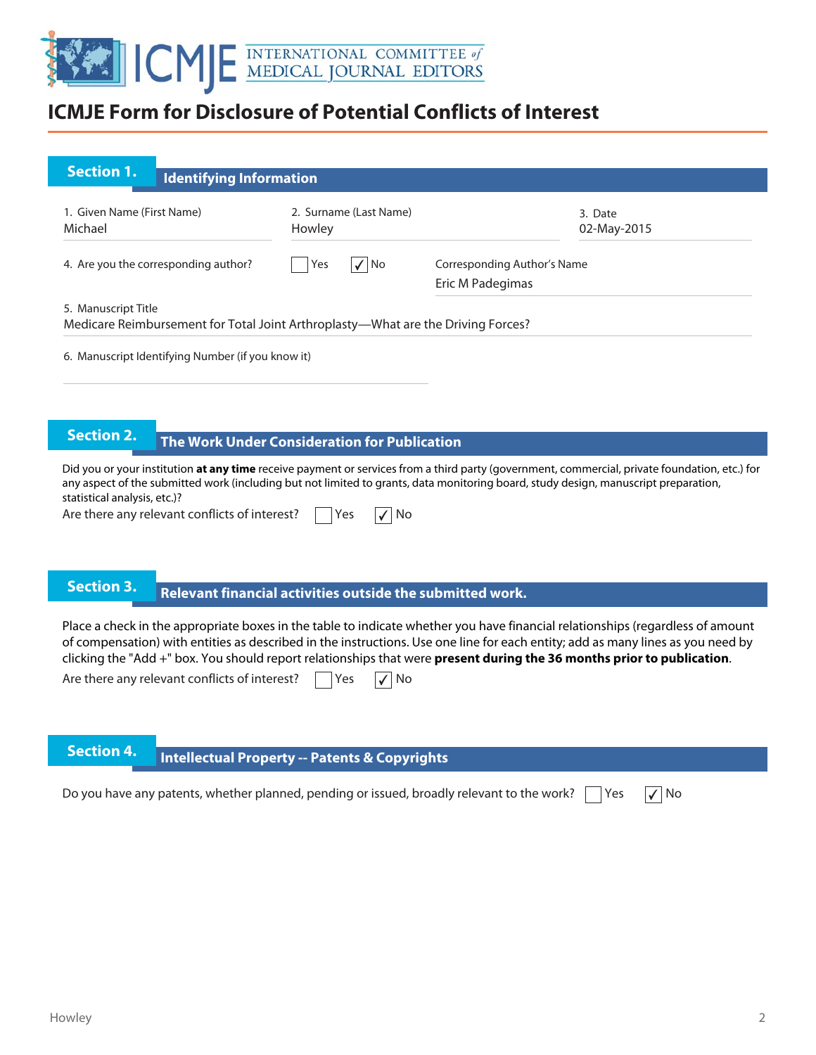# ICMJE Form for Disclosure of Potential Conflicts of Interest

## Section 1. Identifying Information

1. Given Name (First Name)
Michael

2. Surname (Last Name)
Howley

3. Date
02-May-2015

4. Are you the corresponding author? ☐ Yes ☑ No

Corresponding Author's Name
Eric M Padegimas

5. Manuscript Title
Medicare Reimbursement for Total Joint Arthroplasty—What are the Driving Forces?

6. Manuscript Identifying Number (if you know it)

## Section 2. The Work Under Consideration for Publication

Did you or your institution **at any time** receive payment or services from a third party (government, commercial, private foundation, etc.) for any aspect of the submitted work (including but not limited to grants, data monitoring board, study design, manuscript preparation, statistical analysis, etc.)?

Are there any relevant conflicts of interest? ☐ Yes ☑ No

## Section 3. Relevant financial activities outside the submitted work.

Place a check in the appropriate boxes in the table to indicate whether you have financial relationships (regardless of amount of compensation) with entities as described in the instructions. Use one line for each entity; add as many lines as you need by clicking the "Add +" box. You should report relationships that were **present during the 36 months prior to publication**.

Are there any relevant conflicts of interest? ☐ Yes ☑ No

## Section 4. Intellectual Property -- Patents & Copyrights

Do you have any patents, whether planned, pending or issued, broadly relevant to the work? ☐ Yes ☑ No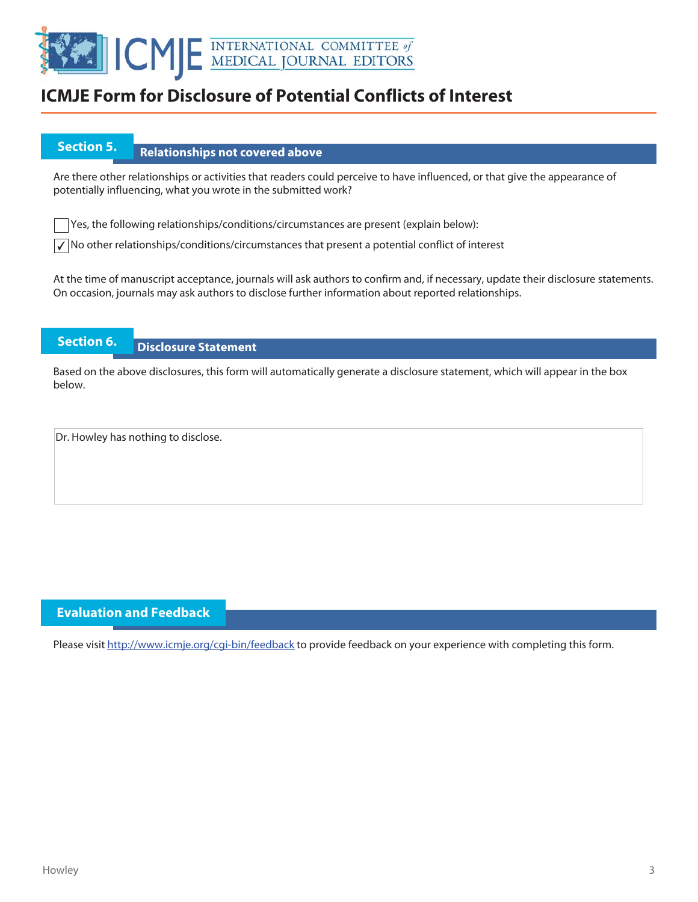# ICMJE Form for Disclosure of Potential Conflicts of Interest

## Section 5. Relationships not covered above

Are there other relationships or activities that readers could perceive to have influenced, or that give the appearance of potentially influencing, what you wrote in the submitted work?

☐ Yes, the following relationships/conditions/circumstances are present (explain below):

☑ No other relationships/conditions/circumstances that present a potential conflict of interest

At the time of manuscript acceptance, journals will ask authors to confirm and, if necessary, update their disclosure statements. On occasion, journals may ask authors to disclose further information about reported relationships.

## Section 6. Disclosure Statement

Based on the above disclosures, this form will automatically generate a disclosure statement, which will appear in the box below.

Dr. Howley has nothing to disclose.

## Evaluation and Feedback

Please visit http://www.icmje.org/cgi-bin/feedback to provide feedback on your experience with completing this form.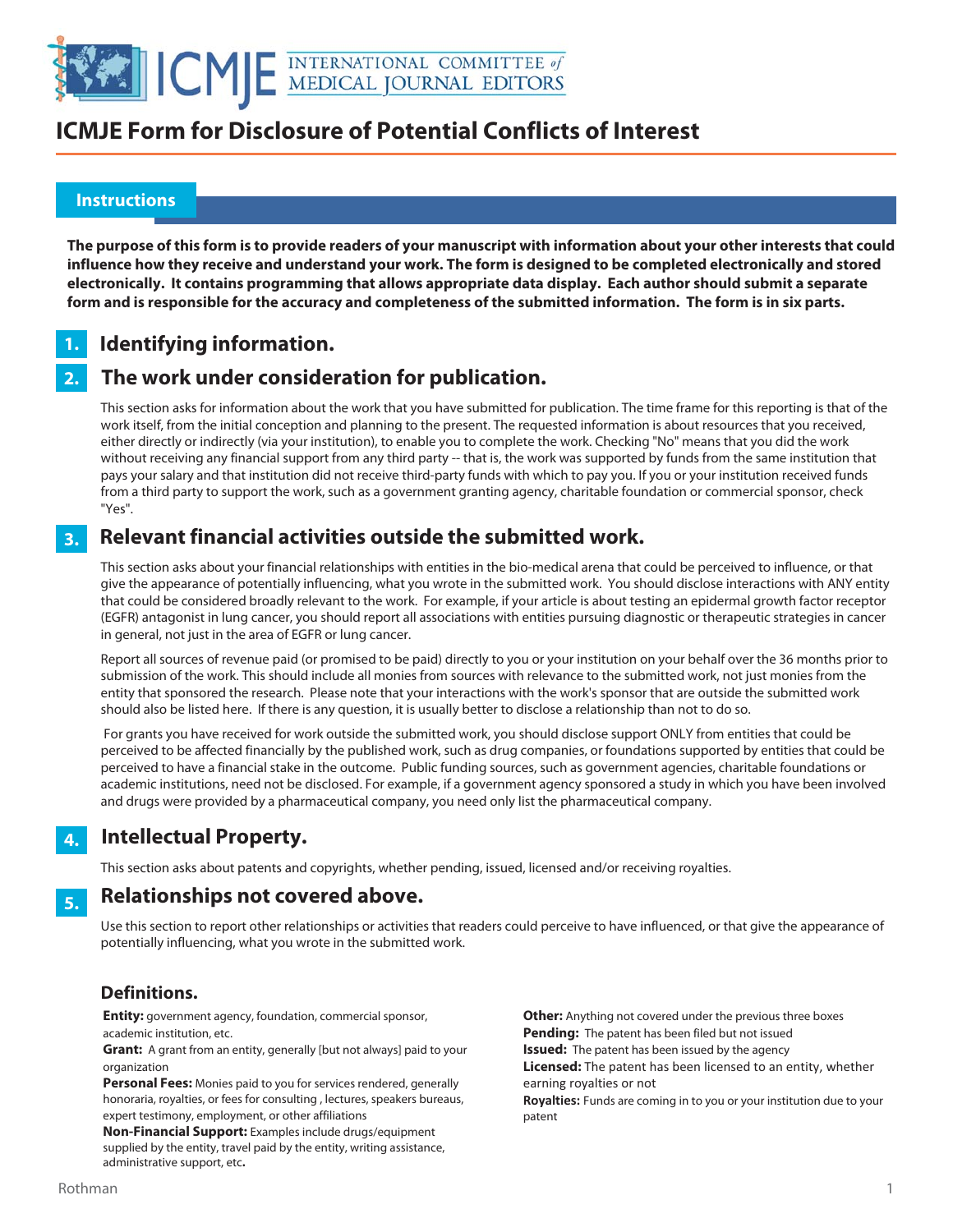# ICMJE Form for Disclosure of Potential Conflicts of Interest

## Instructions

**The purpose of this form is to provide readers of your manuscript with information about your other interests that could influence how they receive and understand your work. The form is designed to be completed electronically and stored electronically. It contains programming that allows appropriate data display. Each author should submit a separate form and is responsible for the accuracy and completeness of the submitted information. The form is in six parts.**

### 1. Identifying information.

### 2. The work under consideration for publication.

This section asks for information about the work that you have submitted for publication. The time frame for this reporting is that of the work itself, from the initial conception and planning to the present. The requested information is about resources that you received, either directly or indirectly (via your institution), to enable you to complete the work. Checking "No" means that you did the work without receiving any financial support from any third party -- that is, the work was supported by funds from the same institution that pays your salary and that institution did not receive third-party funds with which to pay you. If you or your institution received funds from a third party to support the work, such as a government granting agency, charitable foundation or commercial sponsor, check "Yes".

### 3. Relevant financial activities outside the submitted work.

This section asks about your financial relationships with entities in the bio-medical arena that could be perceived to influence, or that give the appearance of potentially influencing, what you wrote in the submitted work. You should disclose interactions with ANY entity that could be considered broadly relevant to the work. For example, if your article is about testing an epidermal growth factor receptor (EGFR) antagonist in lung cancer, you should report all associations with entities pursuing diagnostic or therapeutic strategies in cancer in general, not just in the area of EGFR or lung cancer.

Report all sources of revenue paid (or promised to be paid) directly to you or your institution on your behalf over the 36 months prior to submission of the work. This should include all monies from sources with relevance to the submitted work, not just monies from the entity that sponsored the research. Please note that your interactions with the work's sponsor that are outside the submitted work should also be listed here. If there is any question, it is usually better to disclose a relationship than not to do so.

For grants you have received for work outside the submitted work, you should disclose support ONLY from entities that could be perceived to be affected financially by the published work, such as drug companies, or foundations supported by entities that could be perceived to have a financial stake in the outcome. Public funding sources, such as government agencies, charitable foundations or academic institutions, need not be disclosed. For example, if a government agency sponsored a study in which you have been involved and drugs were provided by a pharmaceutical company, you need only list the pharmaceutical company.

### 4. Intellectual Property.

This section asks about patents and copyrights, whether pending, issued, licensed and/or receiving royalties.

### 5. Relationships not covered above.

Use this section to report other relationships or activities that readers could perceive to have influenced, or that give the appearance of potentially influencing, what you wrote in the submitted work.

### Definitions.

**Entity:** government agency, foundation, commercial sponsor, academic institution, etc.

**Grant:** A grant from an entity, generally [but not always] paid to your organization

**Personal Fees:** Monies paid to you for services rendered, generally honoraria, royalties, or fees for consulting , lectures, speakers bureaus, expert testimony, employment, or other affiliations

**Non-Financial Support:** Examples include drugs/equipment supplied by the entity, travel paid by the entity, writing assistance, administrative support, etc**.**

**Other:** Anything not covered under the previous three boxes

**Pending:** The patent has been filed but not issued

**Issued:** The patent has been issued by the agency

**Licensed:** The patent has been licensed to an entity, whether earning royalties or not

**Royalties:** Funds are coming in to you or your institution due to your patent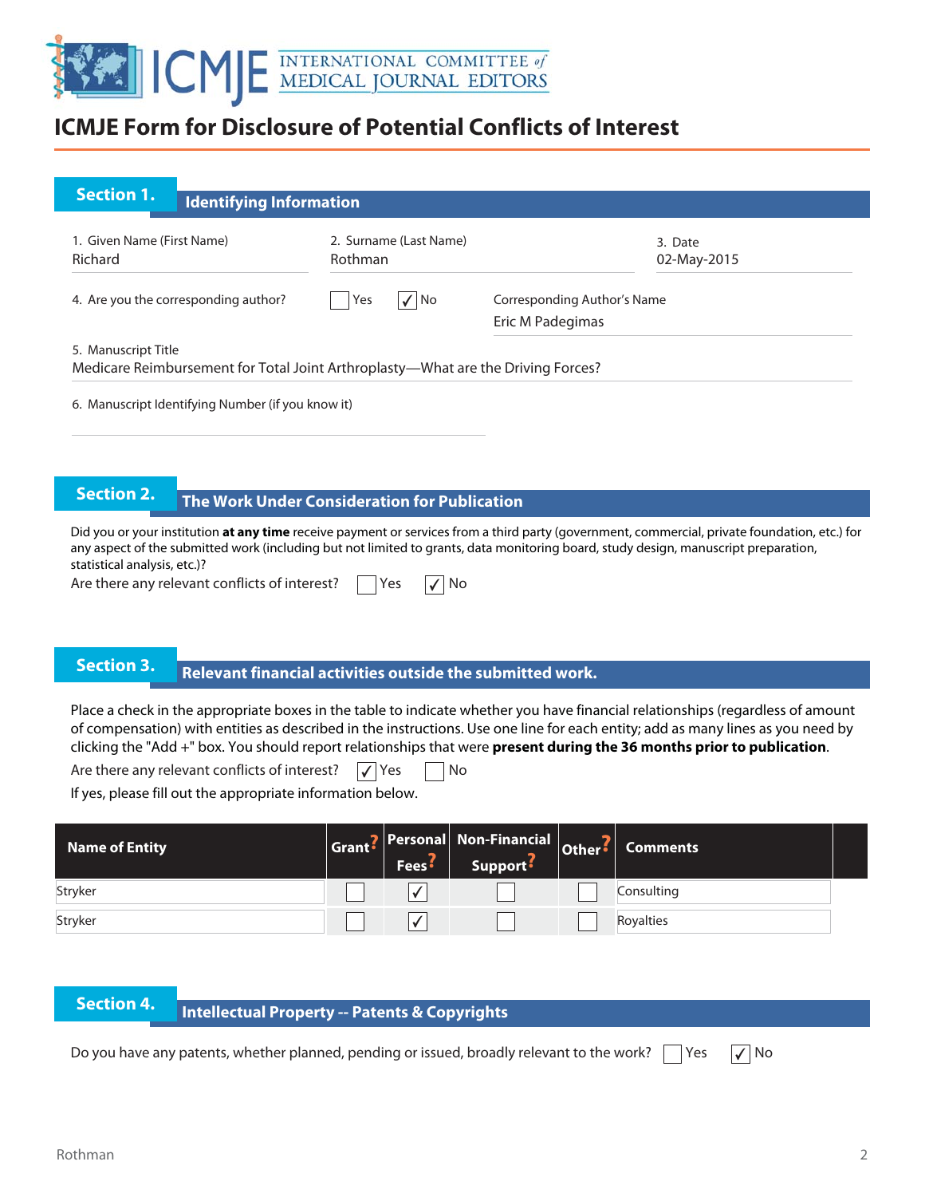# ICMJE Form for Disclosure of Potential Conflicts of Interest

## Section 1. Identifying Information

1. Given Name (First Name): Richard
2. Surname (Last Name): Rothman
3. Date: 02-May-2015
4. Are you the corresponding author? ☐ Yes ☑ No

Corresponding Author's Name: Eric M Padegimas

5. Manuscript Title: Medicare Reimbursement for Total Joint Arthroplasty—What are the Driving Forces?
6. Manuscript Identifying Number (if you know it):

## Section 2. The Work Under Consideration for Publication

Did you or your institution **at any time** receive payment or services from a third party (government, commercial, private foundation, etc.) for any aspect of the submitted work (including but not limited to grants, data monitoring board, study design, manuscript preparation, statistical analysis, etc.)?

Are there any relevant conflicts of interest? ☐ Yes ☑ No

## Section 3. Relevant financial activities outside the submitted work.

Place a check in the appropriate boxes in the table to indicate whether you have financial relationships (regardless of amount of compensation) with entities as described in the instructions. Use one line for each entity; add as many lines as you need by clicking the "Add +" box. You should report relationships that were **present during the 36 months prior to publication**.

Are there any relevant conflicts of interest? ☑ Yes ☐ No

If yes, please fill out the appropriate information below.

| Name of Entity | Grant? | Personal Fees? | Non-Financial Support? | Other? | Comments |
|---|---|---|---|---|---|
| Stryker | ☐ | ☑ | ☐ | ☐ | Consulting |
| Stryker | ☐ | ☑ | ☐ | ☐ | Royalties |

## Section 4. Intellectual Property -- Patents & Copyrights

Do you have any patents, whether planned, pending or issued, broadly relevant to the work? ☐ Yes ☑ No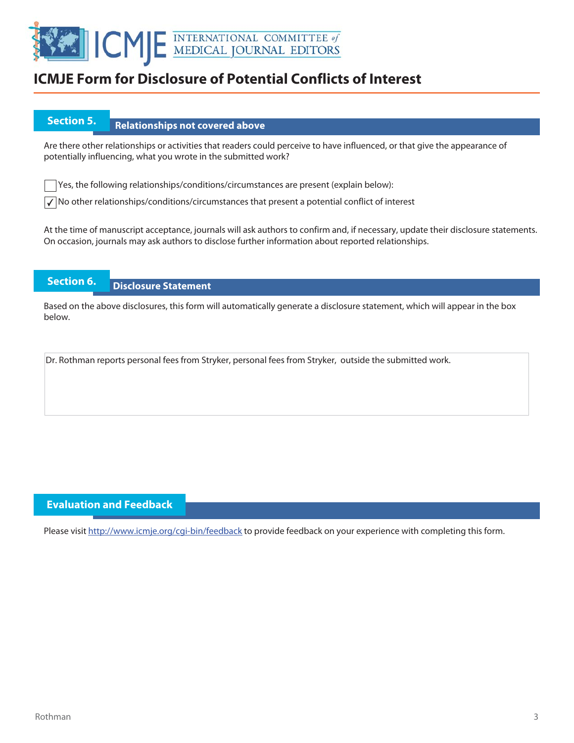# ICMJE Form for Disclosure of Potential Conflicts of Interest

## Section 5. Relationships not covered above

Are there other relationships or activities that readers could perceive to have influenced, or that give the appearance of potentially influencing, what you wrote in the submitted work?

☐ Yes, the following relationships/conditions/circumstances are present (explain below):

☑ No other relationships/conditions/circumstances that present a potential conflict of interest

At the time of manuscript acceptance, journals will ask authors to confirm and, if necessary, update their disclosure statements. On occasion, journals may ask authors to disclose further information about reported relationships.

## Section 6. Disclosure Statement

Based on the above disclosures, this form will automatically generate a disclosure statement, which will appear in the box below.

Dr. Rothman reports personal fees from Stryker, personal fees from Stryker, outside the submitted work.

## Evaluation and Feedback

Please visit http://www.icmje.org/cgi-bin/feedback to provide feedback on your experience with completing this form.